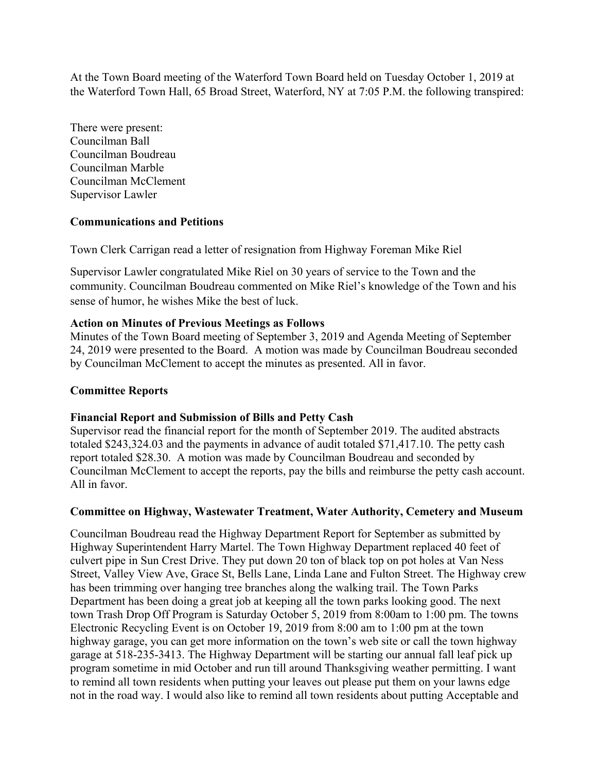At the Town Board meeting of the Waterford Town Board held on Tuesday October 1, 2019 at the Waterford Town Hall, 65 Broad Street, Waterford, NY at 7:05 P.M. the following transpired:

There were present:
Councilman Ball
Councilman Boudreau
Councilman Marble
Councilman McClement
Supervisor Lawler

**Communications and Petitions**

Town Clerk Carrigan read a letter of resignation from Highway Foreman Mike Riel

Supervisor Lawler congratulated Mike Riel on 30 years of service to the Town and the community. Councilman Boudreau commented on Mike Riel's knowledge of the Town and his sense of humor, he wishes Mike the best of luck.

**Action on Minutes of Previous Meetings as Follows**

Minutes of the Town Board meeting of September 3, 2019 and Agenda Meeting of September 24, 2019 were presented to the Board. A motion was made by Councilman Boudreau seconded by Councilman McClement to accept the minutes as presented. All in favor.

**Committee Reports**

**Financial Report and Submission of Bills and Petty Cash**

Supervisor read the financial report for the month of September 2019. The audited abstracts totaled $243,324.03 and the payments in advance of audit totaled $71,417.10. The petty cash report totaled $28.30. A motion was made by Councilman Boudreau and seconded by Councilman McClement to accept the reports, pay the bills and reimburse the petty cash account. All in favor.

**Committee on Highway, Wastewater Treatment, Water Authority, Cemetery and Museum**

Councilman Boudreau read the Highway Department Report for September as submitted by Highway Superintendent Harry Martel. The Town Highway Department replaced 40 feet of culvert pipe in Sun Crest Drive. They put down 20 ton of black top on pot holes at Van Ness Street, Valley View Ave, Grace St, Bells Lane, Linda Lane and Fulton Street. The Highway crew has been trimming over hanging tree branches along the walking trail. The Town Parks Department has been doing a great job at keeping all the town parks looking good. The next town Trash Drop Off Program is Saturday October 5, 2019 from 8:00am to 1:00 pm. The towns Electronic Recycling Event is on October 19, 2019 from 8:00 am to 1:00 pm at the town highway garage, you can get more information on the town's web site or call the town highway garage at 518-235-3413. The Highway Department will be starting our annual fall leaf pick up program sometime in mid October and run till around Thanksgiving weather permitting. I want to remind all town residents when putting your leaves out please put them on your lawns edge not in the road way. I would also like to remind all town residents about putting Acceptable and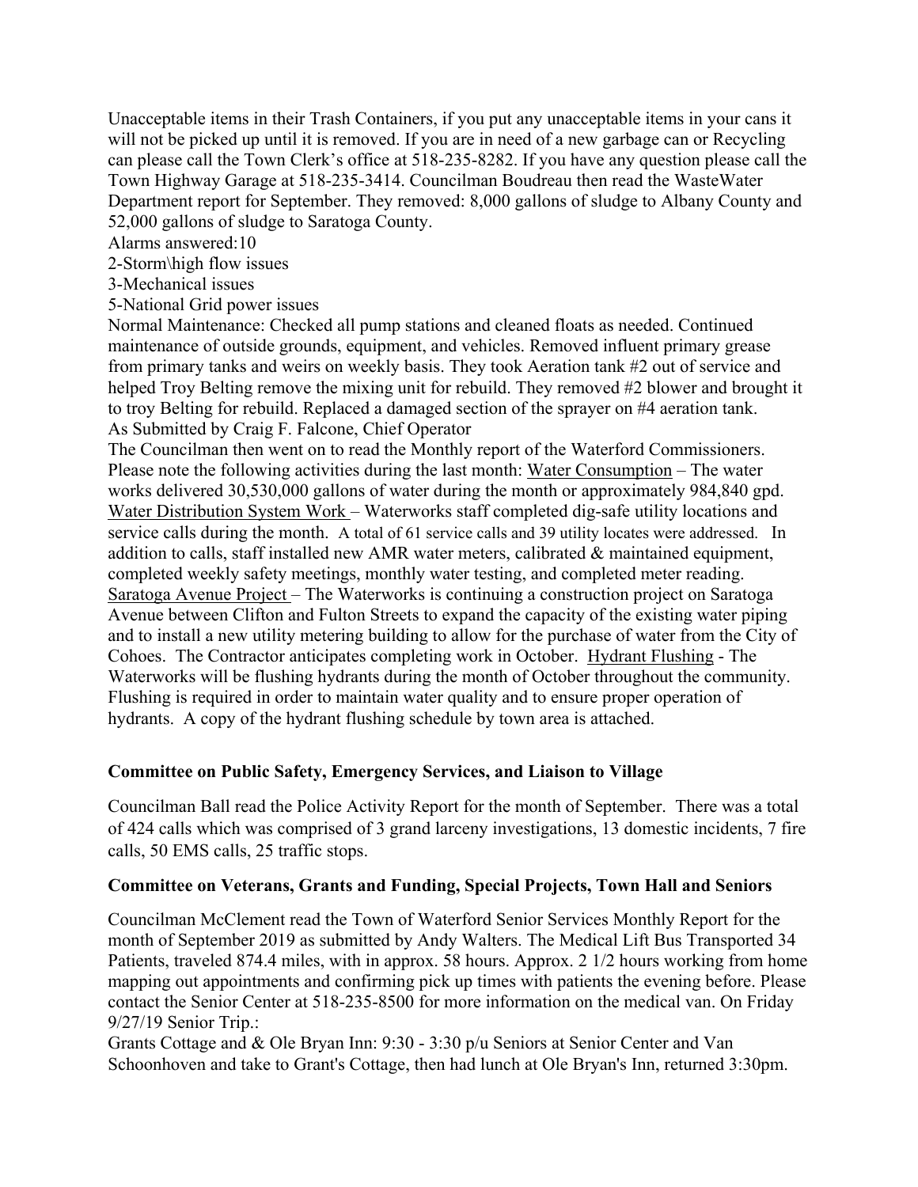Unacceptable items in their Trash Containers, if you put any unacceptable items in your cans it will not be picked up until it is removed. If you are in need of a new garbage can or Recycling can please call the Town Clerk's office at 518-235-8282. If you have any question please call the Town Highway Garage at 518-235-3414. Councilman Boudreau then read the WasteWater Department report for September. They removed: 8,000 gallons of sludge to Albany County and 52,000 gallons of sludge to Saratoga County.

Alarms answered:10

2-Storm\high flow issues

3-Mechanical issues

5-National Grid power issues

Normal Maintenance: Checked all pump stations and cleaned floats as needed. Continued maintenance of outside grounds, equipment, and vehicles. Removed influent primary grease from primary tanks and weirs on weekly basis. They took Aeration tank #2 out of service and helped Troy Belting remove the mixing unit for rebuild. They removed #2 blower and brought it to troy Belting for rebuild. Replaced a damaged section of the sprayer on #4 aeration tank.

As Submitted by Craig F. Falcone, Chief Operator

The Councilman then went on to read the Monthly report of the Waterford Commissioners. Please note the following activities during the last month: Water Consumption – The water works delivered 30,530,000 gallons of water during the month or approximately 984,840 gpd. Water Distribution System Work – Waterworks staff completed dig-safe utility locations and service calls during the month. A total of 61 service calls and 39 utility locates were addressed. In addition to calls, staff installed new AMR water meters, calibrated & maintained equipment, completed weekly safety meetings, monthly water testing, and completed meter reading. Saratoga Avenue Project – The Waterworks is continuing a construction project on Saratoga Avenue between Clifton and Fulton Streets to expand the capacity of the existing water piping and to install a new utility metering building to allow for the purchase of water from the City of Cohoes. The Contractor anticipates completing work in October. Hydrant Flushing - The Waterworks will be flushing hydrants during the month of October throughout the community. Flushing is required in order to maintain water quality and to ensure proper operation of hydrants. A copy of the hydrant flushing schedule by town area is attached.

**Committee on Public Safety, Emergency Services, and Liaison to Village**

Councilman Ball read the Police Activity Report for the month of September. There was a total of 424 calls which was comprised of 3 grand larceny investigations, 13 domestic incidents, 7 fire calls, 50 EMS calls, 25 traffic stops.

**Committee on Veterans, Grants and Funding, Special Projects, Town Hall and Seniors**

Councilman McClement read the Town of Waterford Senior Services Monthly Report for the month of September 2019 as submitted by Andy Walters. The Medical Lift Bus Transported 34 Patients, traveled 874.4 miles, with in approx. 58 hours. Approx. 2 1/2 hours working from home mapping out appointments and confirming pick up times with patients the evening before. Please contact the Senior Center at 518-235-8500 for more information on the medical van. On Friday 9/27/19 Senior Trip.:

Grants Cottage and & Ole Bryan Inn: 9:30 - 3:30 p/u Seniors at Senior Center and Van Schoonhoven and take to Grant's Cottage, then had lunch at Ole Bryan's Inn, returned 3:30pm.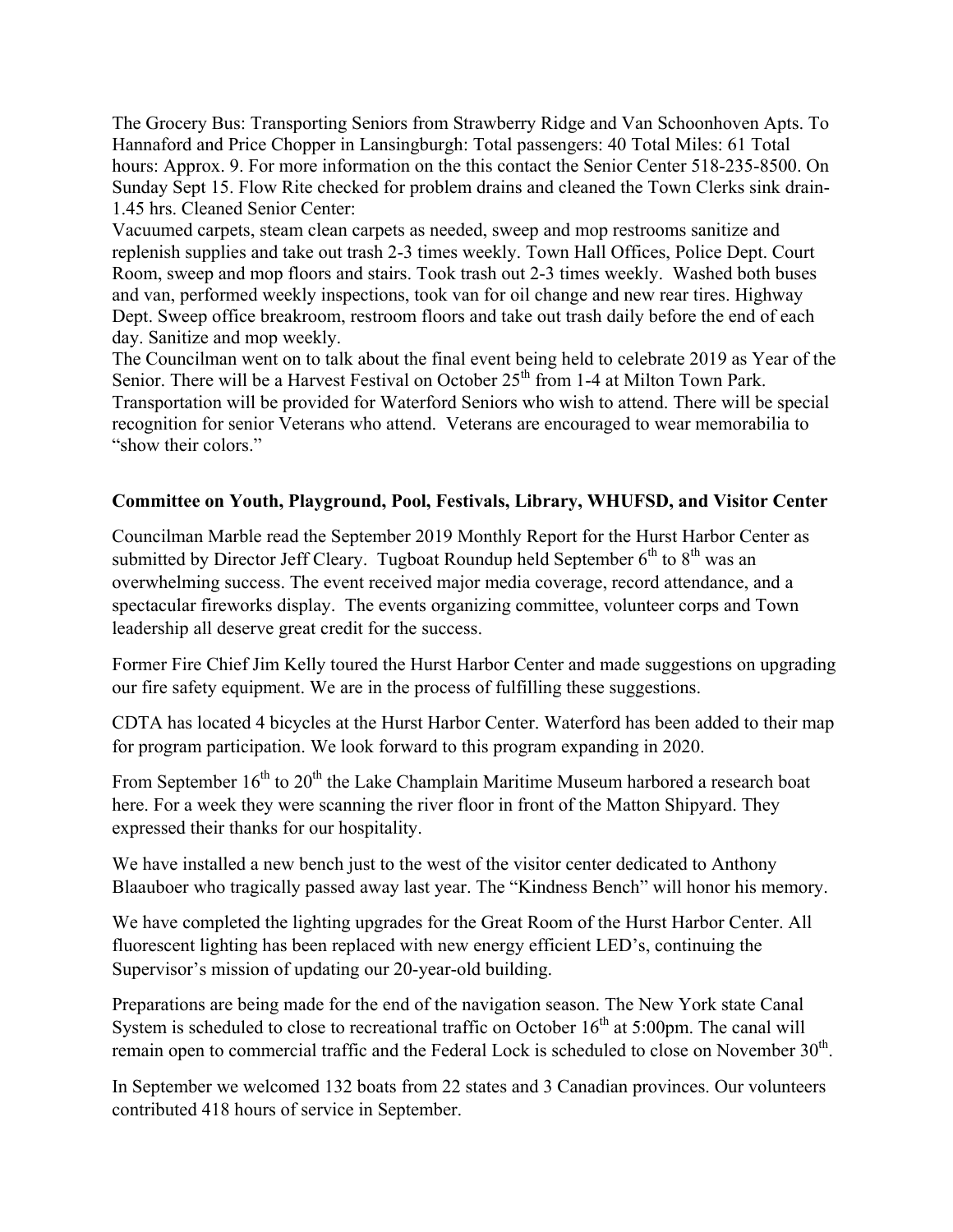The Grocery Bus: Transporting Seniors from Strawberry Ridge and Van Schoonhoven Apts. To Hannaford and Price Chopper in Lansingburgh: Total passengers: 40 Total Miles: 61 Total hours: Approx. 9. For more information on the this contact the Senior Center 518-235-8500. On Sunday Sept 15. Flow Rite checked for problem drains and cleaned the Town Clerks sink drain- 1.45 hrs. Cleaned Senior Center:

Vacuumed carpets, steam clean carpets as needed, sweep and mop restrooms sanitize and replenish supplies and take out trash 2-3 times weekly. Town Hall Offices, Police Dept. Court Room, sweep and mop floors and stairs. Took trash out 2-3 times weekly. Washed both buses and van, performed weekly inspections, took van for oil change and new rear tires. Highway Dept. Sweep office breakroom, restroom floors and take out trash daily before the end of each day. Sanitize and mop weekly.

The Councilman went on to talk about the final event being held to celebrate 2019 as Year of the Senior. There will be a Harvest Festival on October 25th from 1-4 at Milton Town Park. Transportation will be provided for Waterford Seniors who wish to attend. There will be special recognition for senior Veterans who attend. Veterans are encouraged to wear memorabilia to "show their colors."

**Committee on Youth, Playground, Pool, Festivals, Library, WHUFSD, and Visitor Center**

Councilman Marble read the September 2019 Monthly Report for the Hurst Harbor Center as submitted by Director Jeff Cleary. Tugboat Roundup held September 6th to 8th was an overwhelming success. The event received major media coverage, record attendance, and a spectacular fireworks display. The events organizing committee, volunteer corps and Town leadership all deserve great credit for the success.

Former Fire Chief Jim Kelly toured the Hurst Harbor Center and made suggestions on upgrading our fire safety equipment. We are in the process of fulfilling these suggestions.

CDTA has located 4 bicycles at the Hurst Harbor Center. Waterford has been added to their map for program participation. We look forward to this program expanding in 2020.

From September 16th to 20th the Lake Champlain Maritime Museum harbored a research boat here. For a week they were scanning the river floor in front of the Matton Shipyard. They expressed their thanks for our hospitality.

We have installed a new bench just to the west of the visitor center dedicated to Anthony Blaauboer who tragically passed away last year. The "Kindness Bench" will honor his memory.

We have completed the lighting upgrades for the Great Room of the Hurst Harbor Center. All fluorescent lighting has been replaced with new energy efficient LED's, continuing the Supervisor's mission of updating our 20-year-old building.

Preparations are being made for the end of the navigation season. The New York state Canal System is scheduled to close to recreational traffic on October 16th at 5:00pm. The canal will remain open to commercial traffic and the Federal Lock is scheduled to close on November 30th.

In September we welcomed 132 boats from 22 states and 3 Canadian provinces. Our volunteers contributed 418 hours of service in September.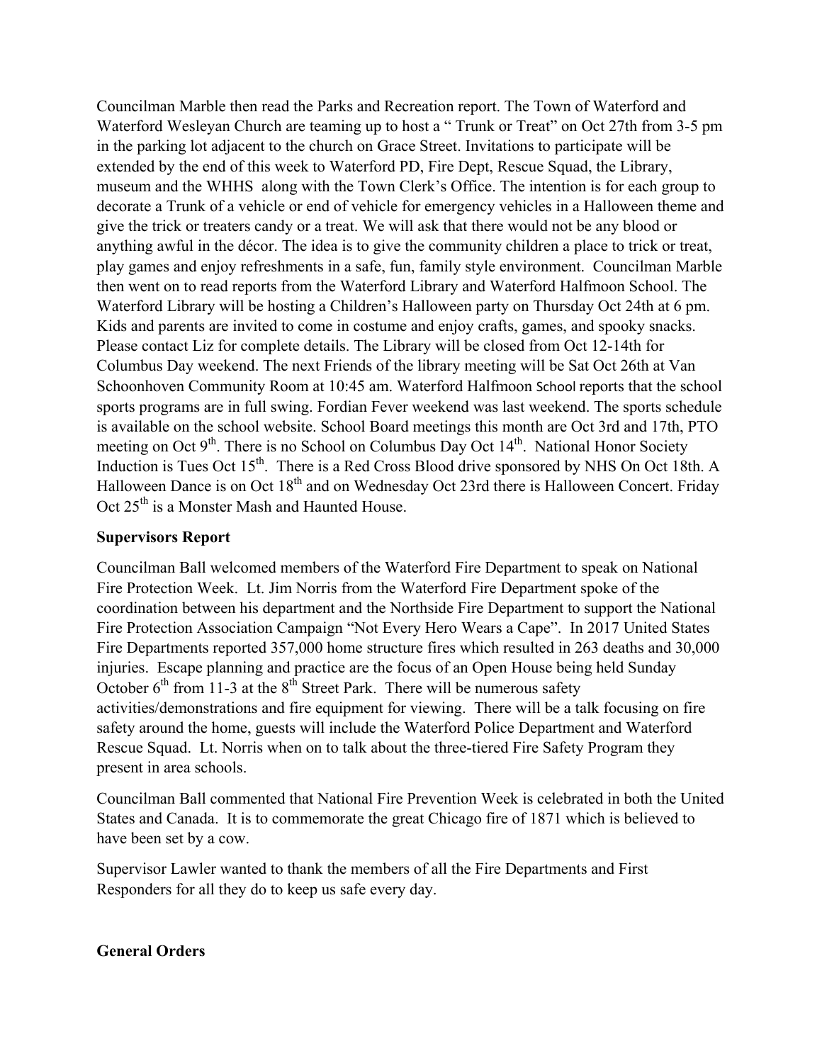Councilman Marble then read the Parks and Recreation report. The Town of Waterford and Waterford Wesleyan Church are teaming up to host a " Trunk or Treat" on Oct 27th from 3-5 pm in the parking lot adjacent to the church on Grace Street. Invitations to participate will be extended by the end of this week to Waterford PD, Fire Dept, Rescue Squad, the Library, museum and the WHHS along with the Town Clerk's Office. The intention is for each group to decorate a Trunk of a vehicle or end of vehicle for emergency vehicles in a Halloween theme and give the trick or treaters candy or a treat. We will ask that there would not be any blood or anything awful in the décor. The idea is to give the community children a place to trick or treat, play games and enjoy refreshments in a safe, fun, family style environment. Councilman Marble then went on to read reports from the Waterford Library and Waterford Halfmoon School. The Waterford Library will be hosting a Children's Halloween party on Thursday Oct 24th at 6 pm. Kids and parents are invited to come in costume and enjoy crafts, games, and spooky snacks. Please contact Liz for complete details. The Library will be closed from Oct 12-14th for Columbus Day weekend. The next Friends of the library meeting will be Sat Oct 26th at Van Schoonhoven Community Room at 10:45 am. Waterford Halfmoon School reports that the school sports programs are in full swing. Fordian Fever weekend was last weekend. The sports schedule is available on the school website. School Board meetings this month are Oct 3rd and 17th, PTO meeting on Oct 9th. There is no School on Columbus Day Oct 14th. National Honor Society Induction is Tues Oct 15th. There is a Red Cross Blood drive sponsored by NHS On Oct 18th. A Halloween Dance is on Oct 18th and on Wednesday Oct 23rd there is Halloween Concert. Friday Oct 25th is a Monster Mash and Haunted House.

**Supervisors Report**

Councilman Ball welcomed members of the Waterford Fire Department to speak on National Fire Protection Week. Lt. Jim Norris from the Waterford Fire Department spoke of the coordination between his department and the Northside Fire Department to support the National Fire Protection Association Campaign "Not Every Hero Wears a Cape". In 2017 United States Fire Departments reported 357,000 home structure fires which resulted in 263 deaths and 30,000 injuries. Escape planning and practice are the focus of an Open House being held Sunday October 6th from 11-3 at the 8th Street Park. There will be numerous safety activities/demonstrations and fire equipment for viewing. There will be a talk focusing on fire safety around the home, guests will include the Waterford Police Department and Waterford Rescue Squad. Lt. Norris when on to talk about the three-tiered Fire Safety Program they present in area schools.

Councilman Ball commented that National Fire Prevention Week is celebrated in both the United States and Canada. It is to commemorate the great Chicago fire of 1871 which is believed to have been set by a cow.

Supervisor Lawler wanted to thank the members of all the Fire Departments and First Responders for all they do to keep us safe every day.

**General Orders**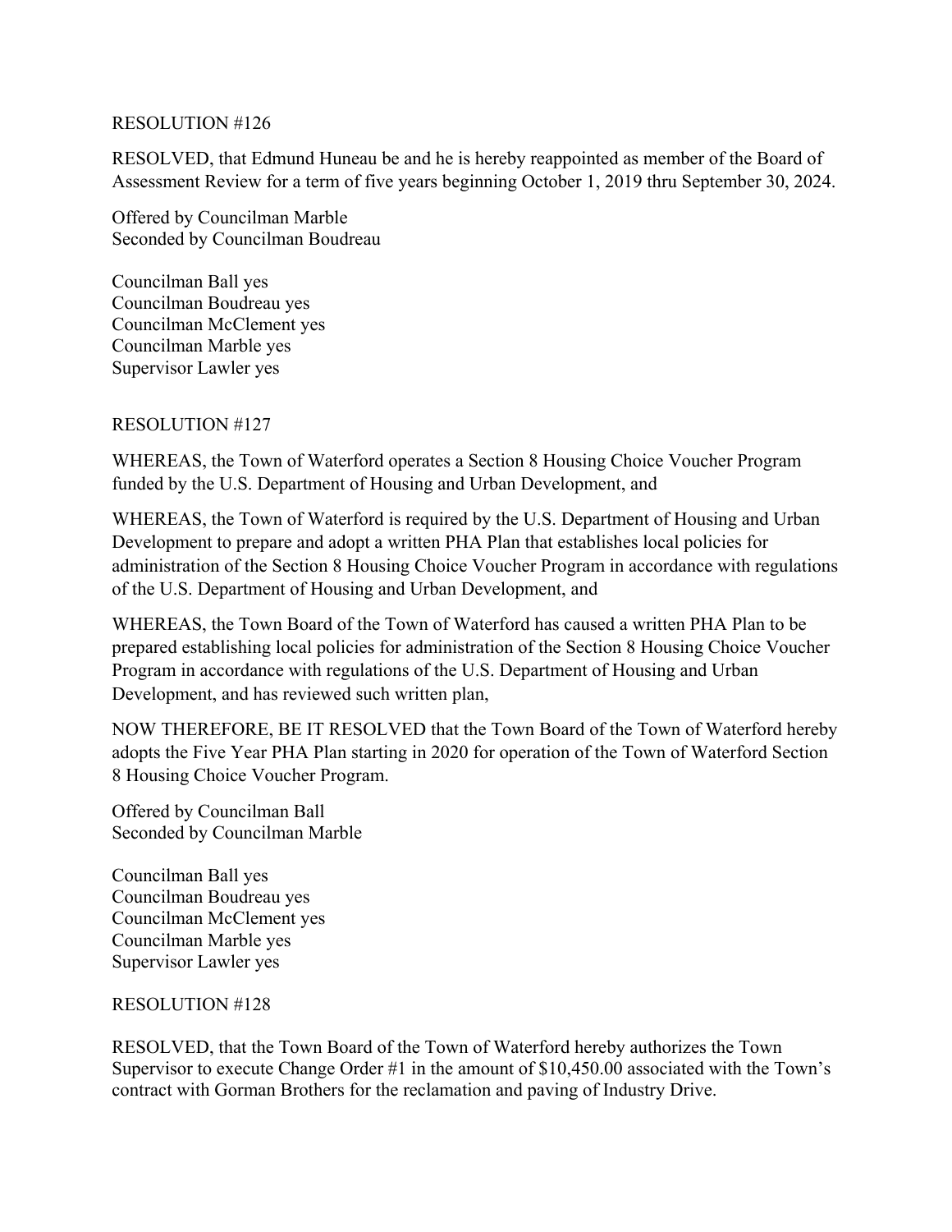RESOLUTION #126

RESOLVED, that Edmund Huneau be and he is hereby reappointed as member of the Board of Assessment Review for a term of five years beginning October 1, 2019 thru September 30, 2024.

Offered by Councilman Marble  
Seconded by Councilman Boudreau

Councilman Ball yes  
Councilman Boudreau yes  
Councilman McClement yes  
Councilman Marble yes  
Supervisor Lawler yes

RESOLUTION #127

WHEREAS, the Town of Waterford operates a Section 8 Housing Choice Voucher Program funded by the U.S. Department of Housing and Urban Development, and

WHEREAS, the Town of Waterford is required by the U.S. Department of Housing and Urban Development to prepare and adopt a written PHA Plan that establishes local policies for administration of the Section 8 Housing Choice Voucher Program in accordance with regulations of the U.S. Department of Housing and Urban Development, and

WHEREAS, the Town Board of the Town of Waterford has caused a written PHA Plan to be prepared establishing local policies for administration of the Section 8 Housing Choice Voucher Program in accordance with regulations of the U.S. Department of Housing and Urban Development, and has reviewed such written plan,

NOW THEREFORE, BE IT RESOLVED that the Town Board of the Town of Waterford hereby adopts the Five Year PHA Plan starting in 2020 for operation of the Town of Waterford Section 8 Housing Choice Voucher Program.

Offered by Councilman Ball  
Seconded by Councilman Marble

Councilman Ball yes  
Councilman Boudreau yes  
Councilman McClement yes  
Councilman Marble yes  
Supervisor Lawler yes

RESOLUTION #128

RESOLVED, that the Town Board of the Town of Waterford hereby authorizes the Town Supervisor to execute Change Order #1 in the amount of $10,450.00 associated with the Town's contract with Gorman Brothers for the reclamation and paving of Industry Drive.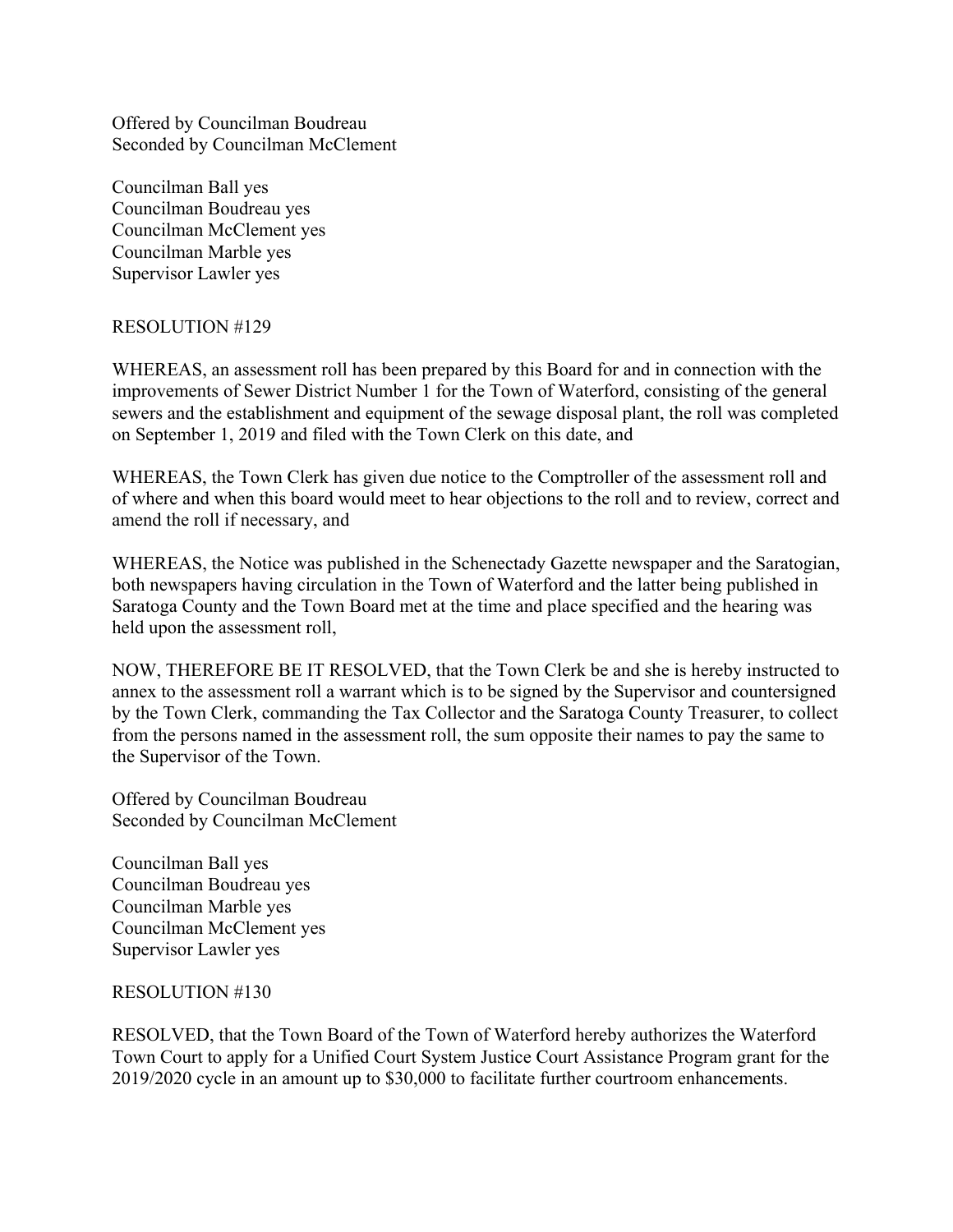Offered by Councilman Boudreau
Seconded by Councilman McClement

Councilman Ball yes
Councilman Boudreau yes
Councilman McClement yes
Councilman Marble yes
Supervisor Lawler yes

RESOLUTION #129

WHEREAS, an assessment roll has been prepared by this Board for and in connection with the improvements of Sewer District Number 1 for the Town of Waterford, consisting of the general sewers and the establishment and equipment of the sewage disposal plant, the roll was completed on September 1, 2019 and filed with the Town Clerk on this date, and

WHEREAS, the Town Clerk has given due notice to the Comptroller of the assessment roll and of where and when this board would meet to hear objections to the roll and to review, correct and amend the roll if necessary, and

WHEREAS, the Notice was published in the Schenectady Gazette newspaper and the Saratogian, both newspapers having circulation in the Town of Waterford and the latter being published in Saratoga County and the Town Board met at the time and place specified and the hearing was held upon the assessment roll,

NOW, THEREFORE BE IT RESOLVED, that the Town Clerk be and she is hereby instructed to annex to the assessment roll a warrant which is to be signed by the Supervisor and countersigned by the Town Clerk, commanding the Tax Collector and the Saratoga County Treasurer, to collect from the persons named in the assessment roll, the sum opposite their names to pay the same to the Supervisor of the Town.

Offered by Councilman Boudreau
Seconded by Councilman McClement

Councilman Ball yes
Councilman Boudreau yes
Councilman Marble yes
Councilman McClement yes
Supervisor Lawler yes

RESOLUTION #130

RESOLVED, that the Town Board of the Town of Waterford hereby authorizes the Waterford Town Court to apply for a Unified Court System Justice Court Assistance Program grant for the 2019/2020 cycle in an amount up to $30,000 to facilitate further courtroom enhancements.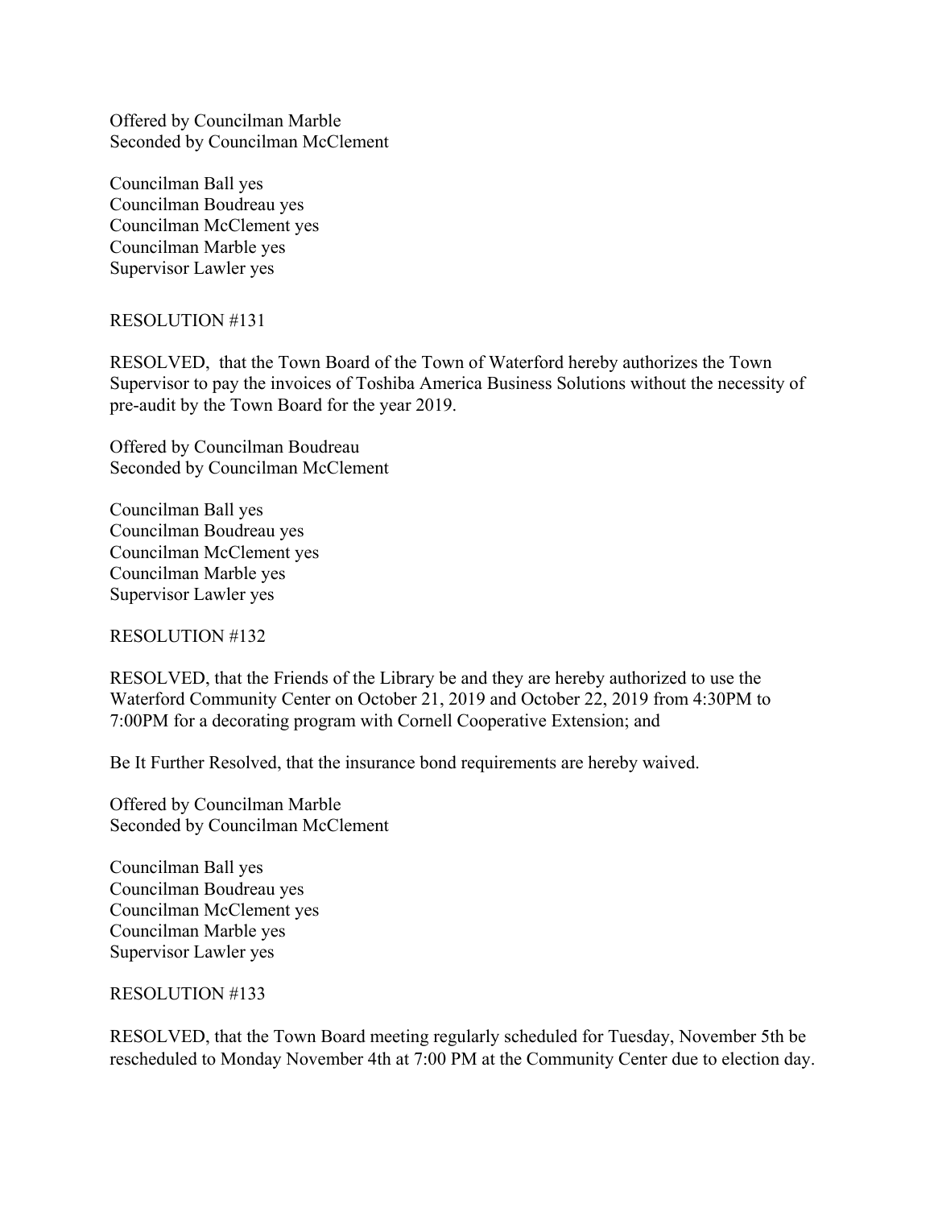Offered by Councilman Marble
Seconded by Councilman McClement

Councilman Ball yes
Councilman Boudreau yes
Councilman McClement yes
Councilman Marble yes
Supervisor Lawler yes

RESOLUTION #131

RESOLVED, that the Town Board of the Town of Waterford hereby authorizes the Town Supervisor to pay the invoices of Toshiba America Business Solutions without the necessity of pre-audit by the Town Board for the year 2019.

Offered by Councilman Boudreau
Seconded by Councilman McClement

Councilman Ball yes
Councilman Boudreau yes
Councilman McClement yes
Councilman Marble yes
Supervisor Lawler yes

RESOLUTION #132

RESOLVED, that the Friends of the Library be and they are hereby authorized to use the Waterford Community Center on October 21, 2019 and October 22, 2019 from 4:30PM to 7:00PM for a decorating program with Cornell Cooperative Extension; and

Be It Further Resolved, that the insurance bond requirements are hereby waived.

Offered by Councilman Marble
Seconded by Councilman McClement

Councilman Ball yes
Councilman Boudreau yes
Councilman McClement yes
Councilman Marble yes
Supervisor Lawler yes

RESOLUTION #133

RESOLVED, that the Town Board meeting regularly scheduled for Tuesday, November 5th be rescheduled to Monday November 4th at 7:00 PM at the Community Center due to election day.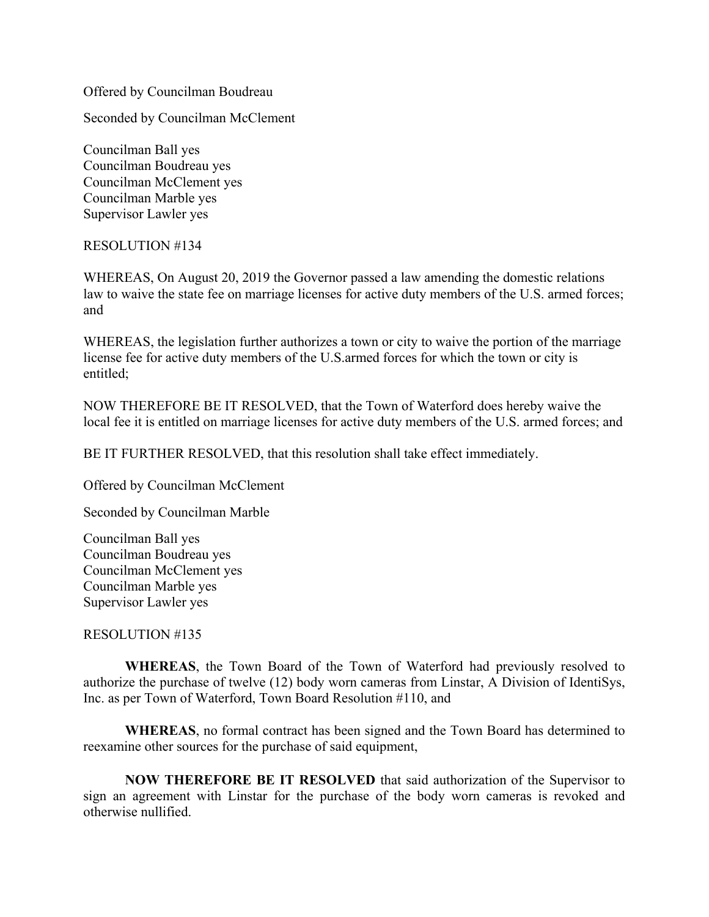Offered by Councilman Boudreau

Seconded by Councilman McClement

Councilman Ball yes
Councilman Boudreau yes
Councilman McClement yes
Councilman Marble yes
Supervisor Lawler yes

RESOLUTION #134

WHEREAS, On August 20, 2019 the Governor passed a law amending the domestic relations law to waive the state fee on marriage licenses for active duty members of the U.S. armed forces; and

WHEREAS, the legislation further authorizes a town or city to waive the portion of the marriage license fee for active duty members of the U.S.armed forces for which the town or city is entitled;

NOW THEREFORE BE IT RESOLVED, that the Town of Waterford does hereby waive the local fee it is entitled on marriage licenses for active duty members of the U.S. armed forces; and

BE IT FURTHER RESOLVED, that this resolution shall take effect immediately.

Offered by Councilman McClement

Seconded by Councilman Marble

Councilman Ball yes
Councilman Boudreau yes
Councilman McClement yes
Councilman Marble yes
Supervisor Lawler yes

RESOLUTION #135

**WHEREAS**, the Town Board of the Town of Waterford had previously resolved to authorize the purchase of twelve (12) body worn cameras from Linstar, A Division of IdentiSys, Inc. as per Town of Waterford, Town Board Resolution #110, and

**WHEREAS**, no formal contract has been signed and the Town Board has determined to reexamine other sources for the purchase of said equipment,

**NOW THEREFORE BE IT RESOLVED** that said authorization of the Supervisor to sign an agreement with Linstar for the purchase of the body worn cameras is revoked and otherwise nullified.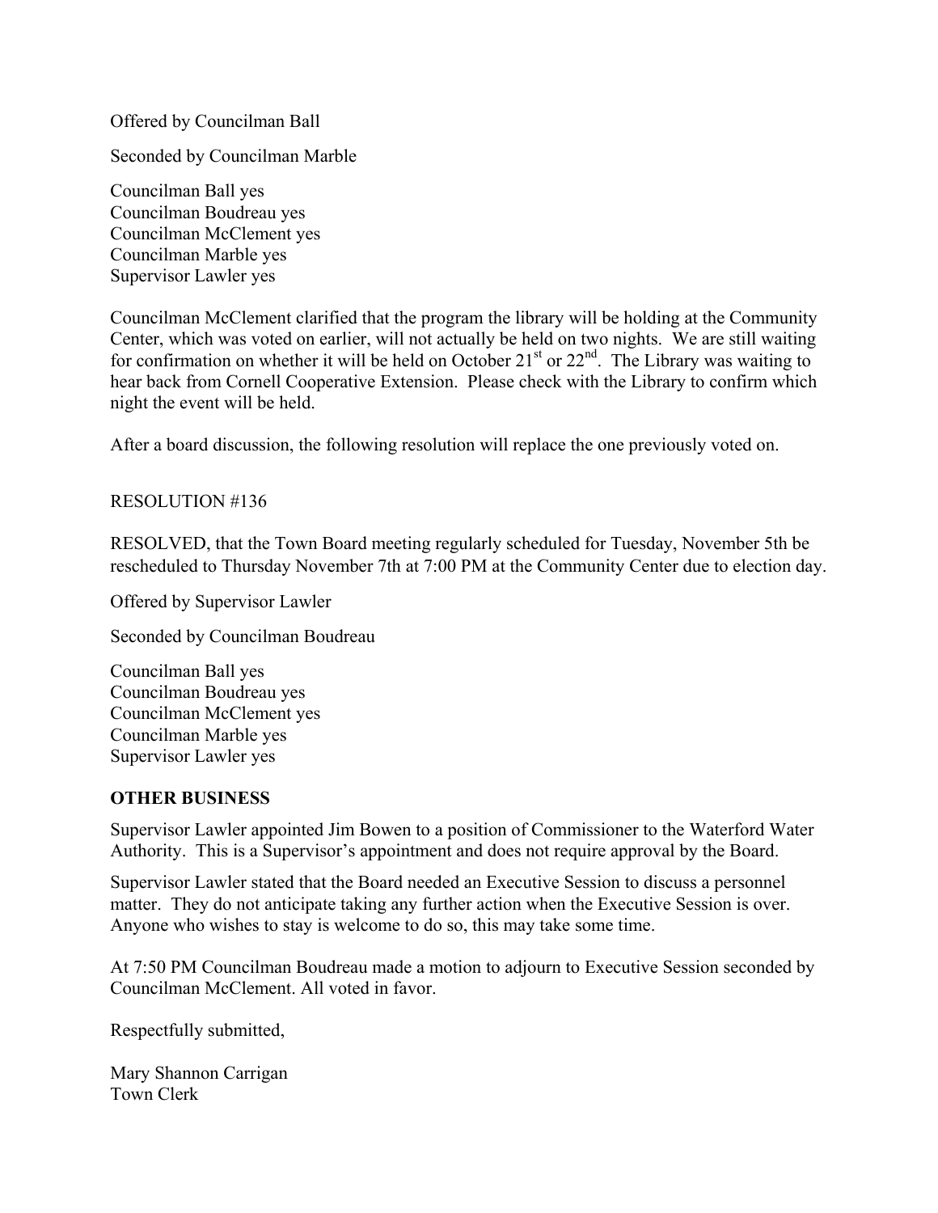Offered by Councilman Ball

Seconded by Councilman Marble

Councilman Ball yes
Councilman Boudreau yes
Councilman McClement yes
Councilman Marble yes
Supervisor Lawler yes

Councilman McClement clarified that the program the library will be holding at the Community Center, which was voted on earlier, will not actually be held on two nights. We are still waiting for confirmation on whether it will be held on October 21st or 22nd. The Library was waiting to hear back from Cornell Cooperative Extension. Please check with the Library to confirm which night the event will be held.

After a board discussion, the following resolution will replace the one previously voted on.

RESOLUTION #136

RESOLVED, that the Town Board meeting regularly scheduled for Tuesday, November 5th be rescheduled to Thursday November 7th at 7:00 PM at the Community Center due to election day.

Offered by Supervisor Lawler

Seconded by Councilman Boudreau

Councilman Ball yes
Councilman Boudreau yes
Councilman McClement yes
Councilman Marble yes
Supervisor Lawler yes

**OTHER BUSINESS**

Supervisor Lawler appointed Jim Bowen to a position of Commissioner to the Waterford Water Authority. This is a Supervisor's appointment and does not require approval by the Board.

Supervisor Lawler stated that the Board needed an Executive Session to discuss a personnel matter. They do not anticipate taking any further action when the Executive Session is over. Anyone who wishes to stay is welcome to do so, this may take some time.

At 7:50 PM Councilman Boudreau made a motion to adjourn to Executive Session seconded by Councilman McClement. All voted in favor.

Respectfully submitted,

Mary Shannon Carrigan
Town Clerk